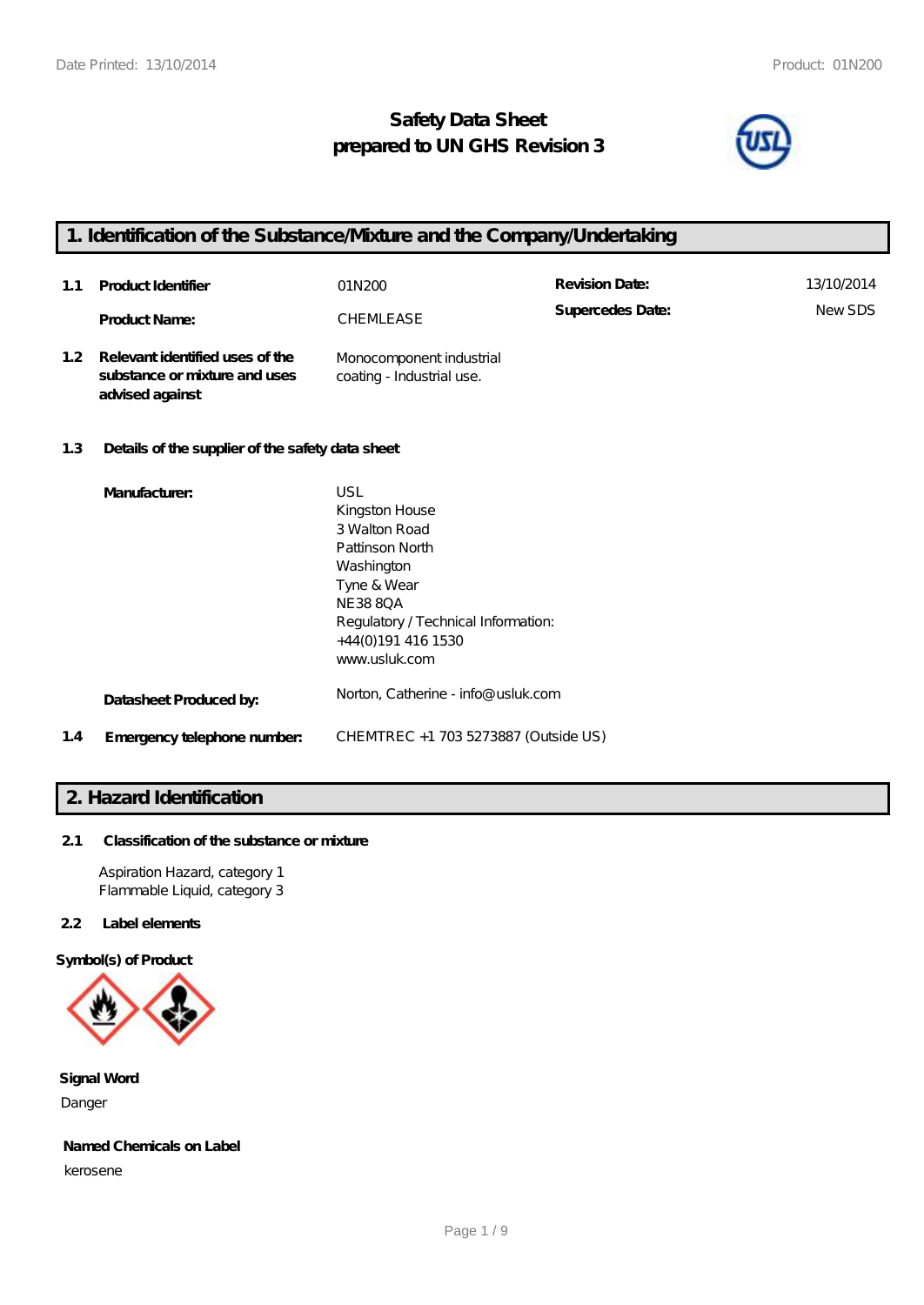# Safety Data Sheet
## prepared to UN GHS Revision 3

## 1. Identification of the Substance/Mixture and the Company/Undertaking

**1.1 Product Identifier** 01N200

**Product Name:** CHEMLEASE

**Revision Date:** 13/10/2014

**Supercedes Date:** New SDS

**1.2 Relevant identified uses of the substance or mixture and uses advised against**

Monocomponent industrial coating - Industrial use.

**1.3 Details of the supplier of the safety data sheet**

**Manufacturer:**

USL
Kingston House
3 Walton Road
Pattinson North
Washington
Tyne & Wear
NE38 8QA
Regulatory / Technical Information:
+44(0)191 416 1530
www.usluk.com

**Datasheet Produced by:** Norton, Catherine - info@usluk.com

**1.4 Emergency telephone number:** CHEMTREC +1 703 5273887 (Outside US)

## 2. Hazard Identification

**2.1 Classification of the substance or mixture**

Aspiration Hazard, category 1
Flammable Liquid, category 3

**2.2 Label elements**

**Symbol(s) of Product**

**Signal Word**

Danger

**Named Chemicals on Label**

kerosene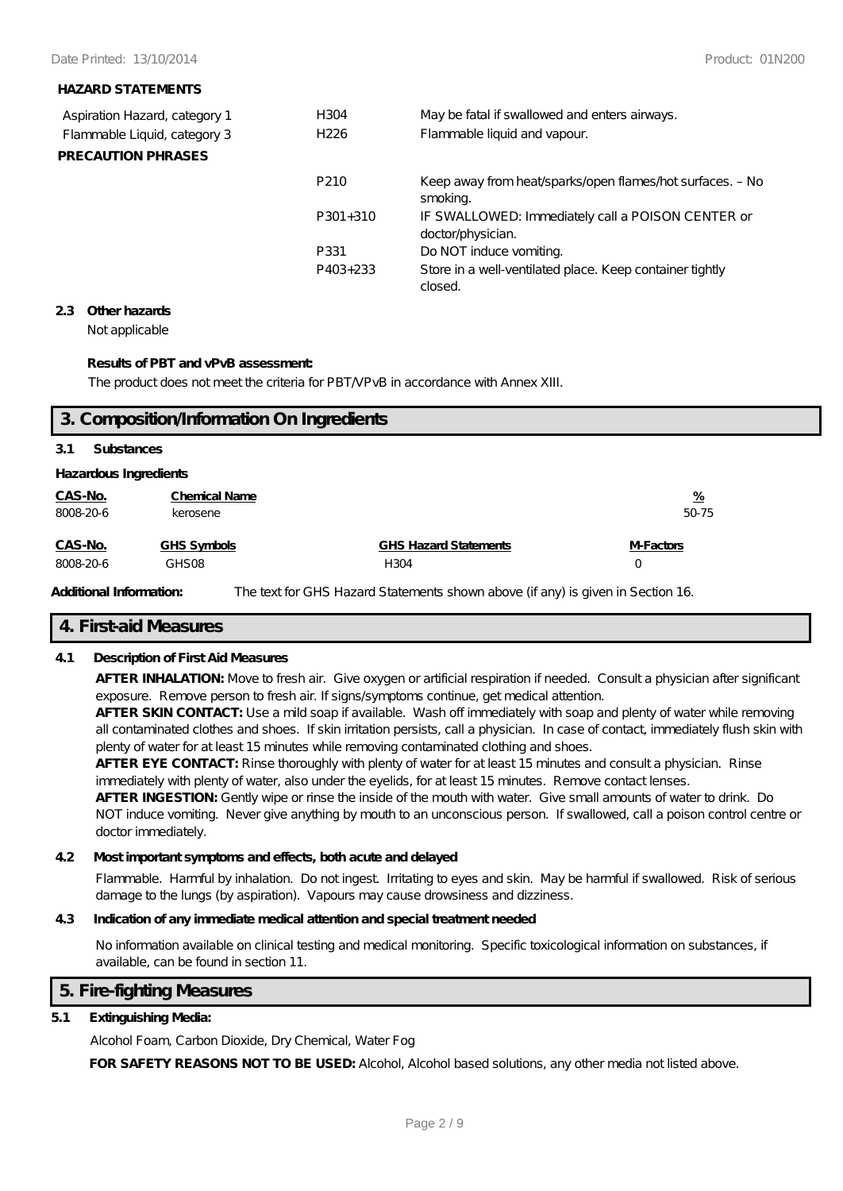**HAZARD STATEMENTS**

| | | |
|---|---|---|
| Aspiration Hazard, category 1 | H304 | May be fatal if swallowed and enters airways. |
| Flammable Liquid, category 3 | H226 | Flammable liquid and vapour. |

**PRECAUTION PHRASES**

| | |
|---|---|
| P210 | Keep away from heat/sparks/open flames/hot surfaces. – No smoking. |
| P301+310 | IF SWALLOWED: Immediately call a POISON CENTER or doctor/physician. |
| P331 | Do NOT induce vomiting. |
| P403+233 | Store in a well-ventilated place. Keep container tightly closed. |

**2.3 Other hazards**

Not applicable

**Results of PBT and vPvB assessment:**

The product does not meet the criteria for PBT/VPvB in accordance with Annex XIII.

## 3. Composition/Information On Ingredients

**3.1 Substances**

**Hazardous Ingredients**

| CAS-No. | Chemical Name | % |
|---|---|---|
| 8008-20-6 | kerosene | 50-75 |

| CAS-No. | GHS Symbols | GHS Hazard Statements | M-Factors |
|---|---|---|---|
| 8008-20-6 | GHS08 | H304 | 0 |

**Additional Information:** The text for GHS Hazard Statements shown above (if any) is given in Section 16.

## 4. First-aid Measures

**4.1 Description of First Aid Measures**

**AFTER INHALATION:** Move to fresh air. Give oxygen or artificial respiration if needed. Consult a physician after significant exposure. Remove person to fresh air. If signs/symptoms continue, get medical attention.

**AFTER SKIN CONTACT:** Use a mild soap if available. Wash off immediately with soap and plenty of water while removing all contaminated clothes and shoes. If skin irritation persists, call a physician. In case of contact, immediately flush skin with plenty of water for at least 15 minutes while removing contaminated clothing and shoes.

**AFTER EYE CONTACT:** Rinse thoroughly with plenty of water for at least 15 minutes and consult a physician. Rinse immediately with plenty of water, also under the eyelids, for at least 15 minutes. Remove contact lenses.

**AFTER INGESTION:** Gently wipe or rinse the inside of the mouth with water. Give small amounts of water to drink. Do NOT induce vomiting. Never give anything by mouth to an unconscious person. If swallowed, call a poison control centre or doctor immediately.

**4.2 Most important symptoms and effects, both acute and delayed**

Flammable. Harmful by inhalation. Do not ingest. Irritating to eyes and skin. May be harmful if swallowed. Risk of serious damage to the lungs (by aspiration). Vapours may cause drowsiness and dizziness.

**4.3 Indication of any immediate medical attention and special treatment needed**

No information available on clinical testing and medical monitoring. Specific toxicological information on substances, if available, can be found in section 11.

## 5. Fire-fighting Measures

**5.1 Extinguishing Media:**

Alcohol Foam, Carbon Dioxide, Dry Chemical, Water Fog

**FOR SAFETY REASONS NOT TO BE USED:** Alcohol, Alcohol based solutions, any other media not listed above.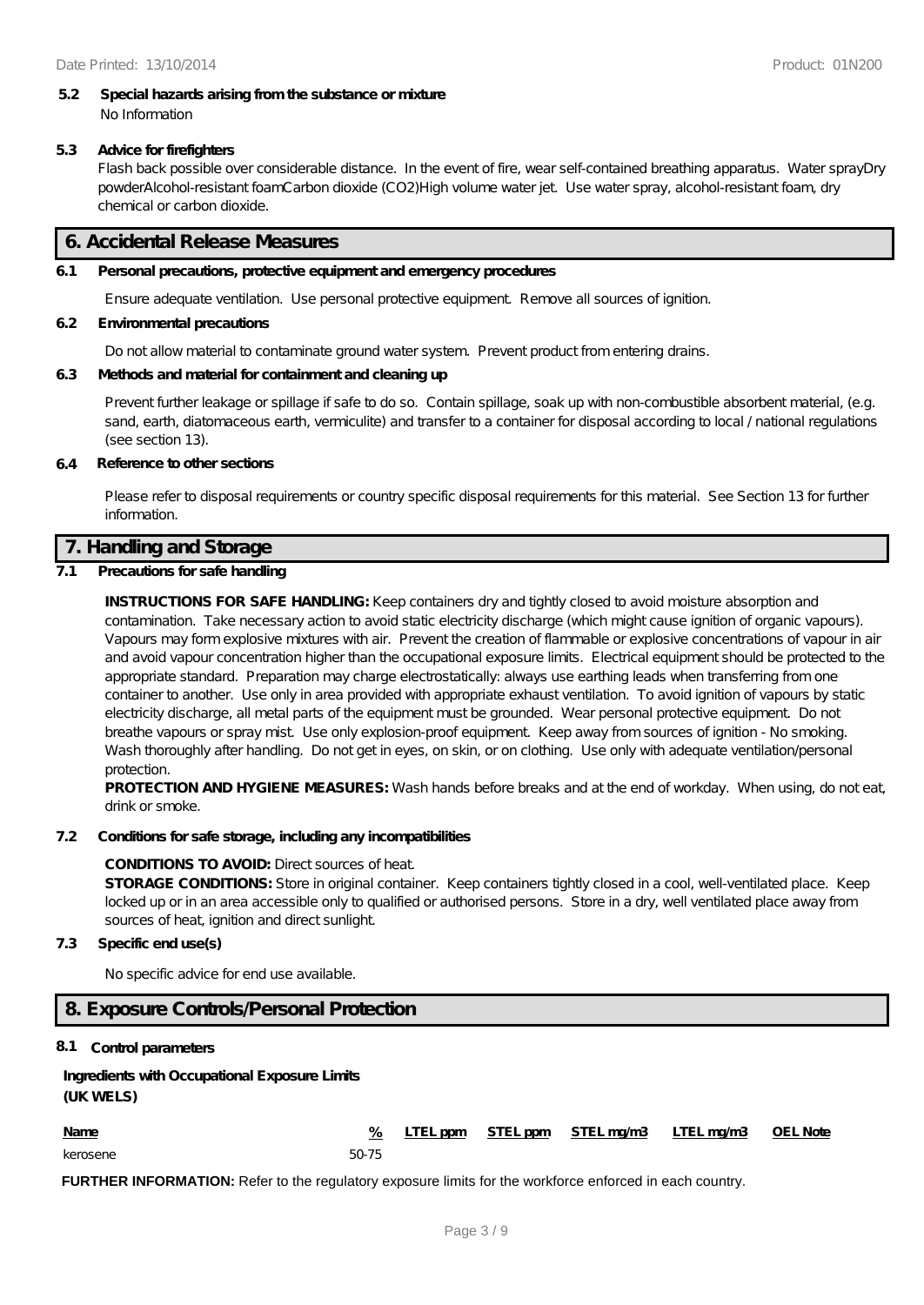### 5.2 Special hazards arising from the substance or mixture

No Information

### 5.3 Advice for firefighters

Flash back possible over considerable distance. In the event of fire, wear self-contained breathing apparatus. Water sprayDry powderAlcohol-resistant foamCarbon dioxide ($CO_2$)High volume water jet. Use water spray, alcohol-resistant foam, dry chemical or carbon dioxide.

## 6. Accidental Release Measures

### 6.1 Personal precautions, protective equipment and emergency procedures

Ensure adequate ventilation. Use personal protective equipment. Remove all sources of ignition.

### 6.2 Environmental precautions

Do not allow material to contaminate ground water system. Prevent product from entering drains.

### 6.3 Methods and material for containment and cleaning up

Prevent further leakage or spillage if safe to do so. Contain spillage, soak up with non-combustible absorbent material, (e.g. sand, earth, diatomaceous earth, vermiculite) and transfer to a container for disposal according to local / national regulations (see section 13).

### 6.4 Reference to other sections

Please refer to disposal requirements or country specific disposal requirements for this material. See Section 13 for further information.

## 7. Handling and Storage

### 7.1 Precautions for safe handling

**INSTRUCTIONS FOR SAFE HANDLING:** Keep containers dry and tightly closed to avoid moisture absorption and contamination. Take necessary action to avoid static electricity discharge (which might cause ignition of organic vapours). Vapours may form explosive mixtures with air. Prevent the creation of flammable or explosive concentrations of vapour in air and avoid vapour concentration higher than the occupational exposure limits. Electrical equipment should be protected to the appropriate standard. Preparation may charge electrostatically: always use earthing leads when transferring from one container to another. Use only in area provided with appropriate exhaust ventilation. To avoid ignition of vapours by static electricity discharge, all metal parts of the equipment must be grounded. Wear personal protective equipment. Do not breathe vapours or spray mist. Use only explosion-proof equipment. Keep away from sources of ignition - No smoking. Wash thoroughly after handling. Do not get in eyes, on skin, or on clothing. Use only with adequate ventilation/personal protection.

**PROTECTION AND HYGIENE MEASURES:** Wash hands before breaks and at the end of workday. When using, do not eat, drink or smoke.

### 7.2 Conditions for safe storage, including any incompatibilities

**CONDITIONS TO AVOID:** Direct sources of heat.

**STORAGE CONDITIONS:** Store in original container. Keep containers tightly closed in a cool, well-ventilated place. Keep locked up or in an area accessible only to qualified or authorised persons. Store in a dry, well ventilated place away from sources of heat, ignition and direct sunlight.

### 7.3 Specific end use(s)

No specific advice for end use available.

## 8. Exposure Controls/Personal Protection

### 8.1 Control parameters

**Ingredients with Occupational Exposure Limits (UK WELS)**

| Name | % | LTEL ppm | STEL ppm | STEL mg/m3 | LTEL mg/m3 | OEL Note |
|---|---|---|---|---|---|---|
| kerosene | 50-75 | | | | | |

**FURTHER INFORMATION:** Refer to the regulatory exposure limits for the workforce enforced in each country.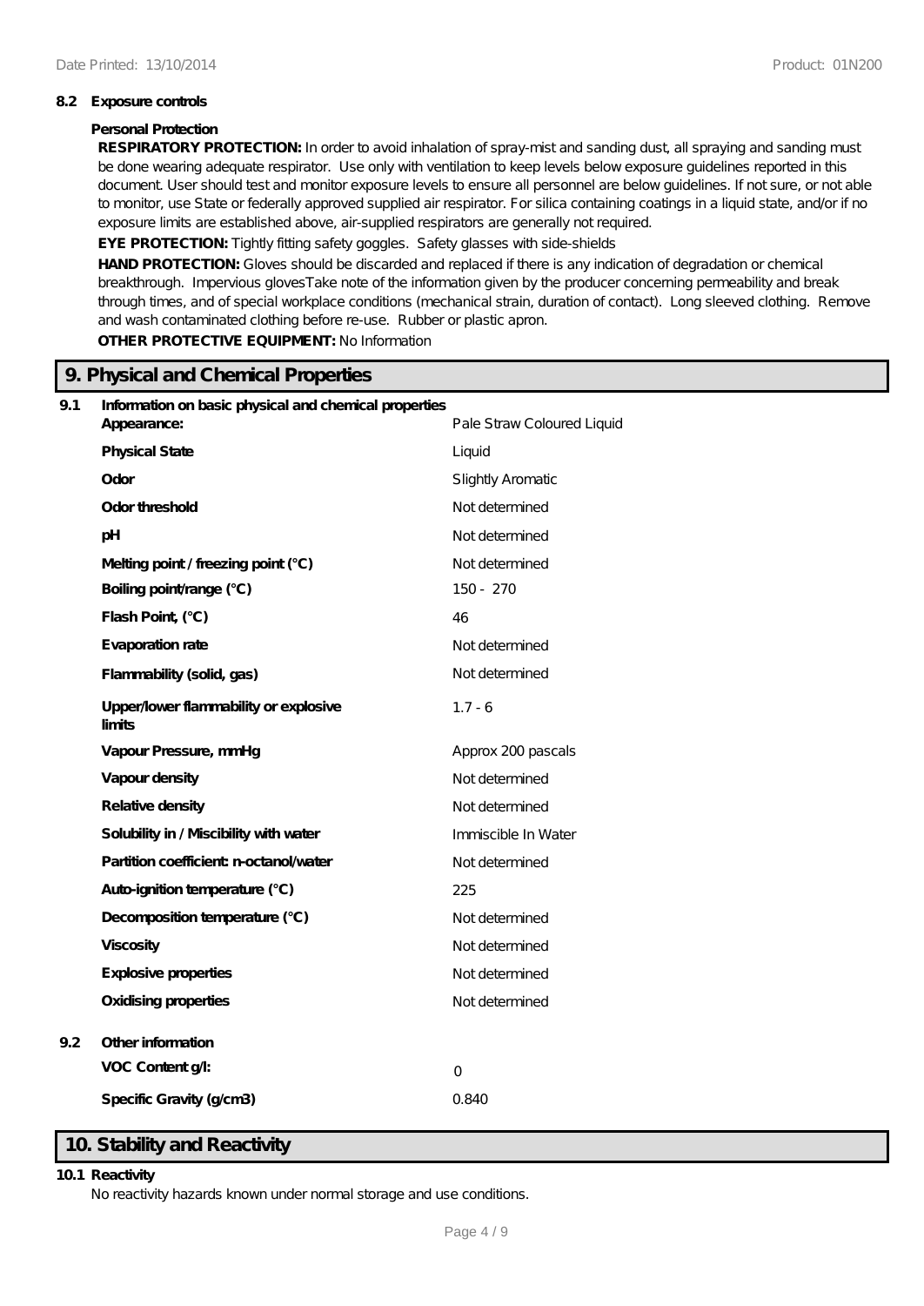### 8.2 Exposure controls

**Personal Protection**

**RESPIRATORY PROTECTION:** In order to avoid inhalation of spray-mist and sanding dust, all spraying and sanding must be done wearing adequate respirator. Use only with ventilation to keep levels below exposure guidelines reported in this document. User should test and monitor exposure levels to ensure all personnel are below guidelines. If not sure, or not able to monitor, use State or federally approved supplied air respirator. For silica containing coatings in a liquid state, and/or if no exposure limits are established above, air-supplied respirators are generally not required.

**EYE PROTECTION:** Tightly fitting safety goggles. Safety glasses with side-shields

**HAND PROTECTION:** Gloves should be discarded and replaced if there is any indication of degradation or chemical breakthrough. Impervious glovesTake note of the information given by the producer concerning permeability and break through times, and of special workplace conditions (mechanical strain, duration of contact). Long sleeved clothing. Remove and wash contaminated clothing before re-use. Rubber or plastic apron.

**OTHER PROTECTIVE EQUIPMENT:** No Information

## 9. Physical and Chemical Properties

### 9.1 Information on basic physical and chemical properties

| Property | Value |
|---|---|
| **Appearance:** | Pale Straw Coloured Liquid |
| **Physical State** | Liquid |
| **Odor** | Slightly Aromatic |
| **Odor threshold** | Not determined |
| **pH** | Not determined |
| **Melting point / freezing point (°C)** | Not determined |
| **Boiling point/range (°C)** | 150 - 270 |
| **Flash Point, (°C)** | 46 |
| **Evaporation rate** | Not determined |
| **Flammability (solid, gas)** | Not determined |
| **Upper/lower flammability or explosive limits** | 1.7 - 6 |
| **Vapour Pressure, mmHg** | Approx 200 pascals |
| **Vapour density** | Not determined |
| **Relative density** | Not determined |
| **Solubility in / Miscibility with water** | Immiscible In Water |
| **Partition coefficient: n-octanol/water** | Not determined |
| **Auto-ignition temperature (°C)** | 225 |
| **Decomposition temperature (°C)** | Not determined |
| **Viscosity** | Not determined |
| **Explosive properties** | Not determined |
| **Oxidising properties** | Not determined |

### 9.2 Other information

| Property | Value |
|---|---|
| **VOC Content g/l:** | 0 |
| **Specific Gravity (g/cm3)** | 0.840 |

## 10. Stability and Reactivity

### 10.1 Reactivity

No reactivity hazards known under normal storage and use conditions.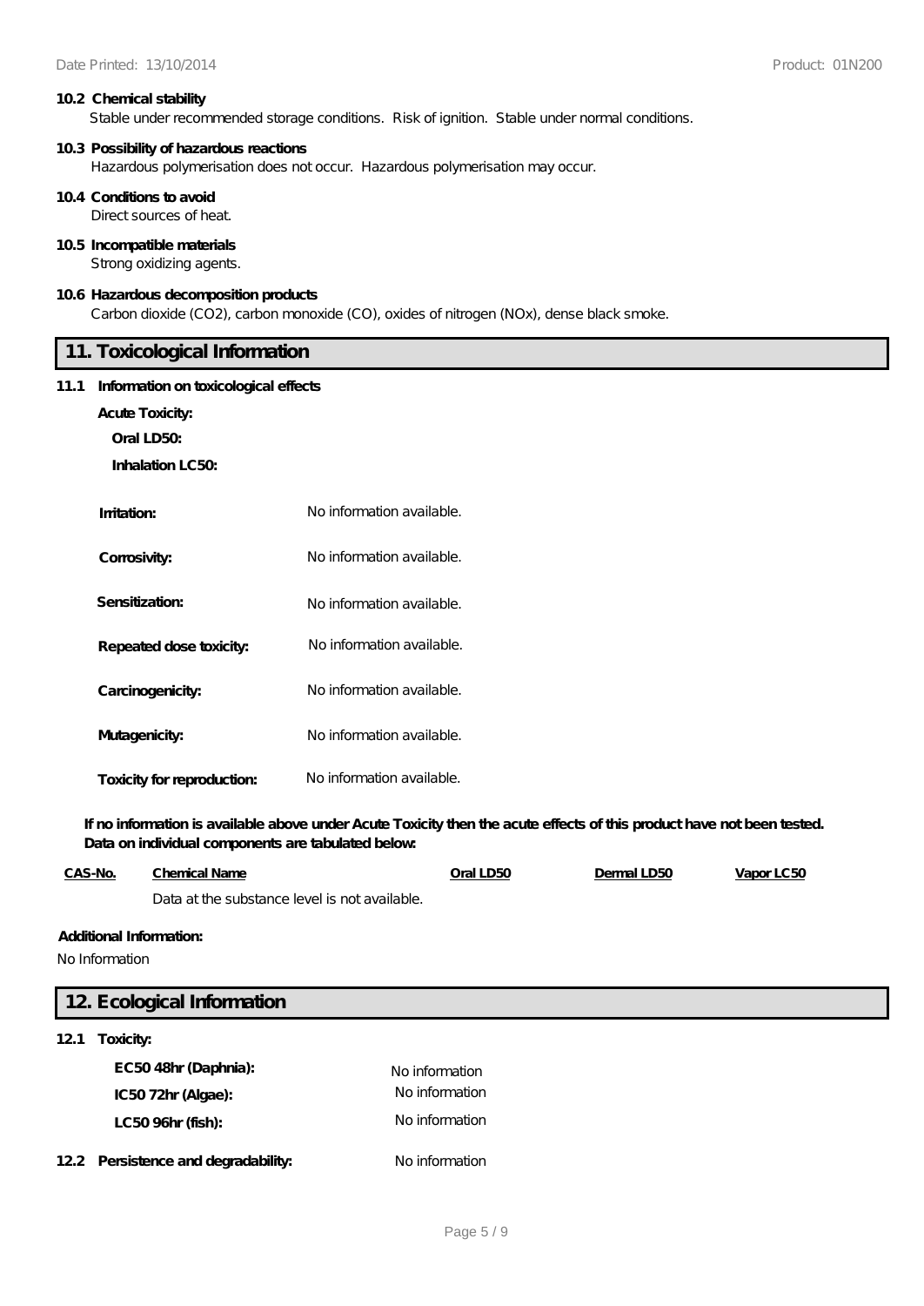**10.2 Chemical stability**

Stable under recommended storage conditions. Risk of ignition. Stable under normal conditions.

**10.3 Possibility of hazardous reactions**

Hazardous polymerisation does not occur. Hazardous polymerisation may occur.

**10.4 Conditions to avoid**

Direct sources of heat.

**10.5 Incompatible materials**

Strong oxidizing agents.

**10.6 Hazardous decomposition products**

Carbon dioxide ($CO_2$), carbon monoxide (CO), oxides of nitrogen ($NO_x$), dense black smoke.

## 11. Toxicological Information

**11.1 Information on toxicological effects**

**Acute Toxicity:**

**Oral LD50:**

**Inhalation LC50:**

**Irritation:** No information available.

**Corrosivity:** No information available.

**Sensitization:** No information available.

**Repeated dose toxicity:** No information available.

**Carcinogenicity:** No information available.

**Mutagenicity:** No information available.

**Toxicity for reproduction:** No information available.

**If no information is available above under Acute Toxicity then the acute effects of this product have not been tested. Data on individual components are tabulated below:**

| CAS-No. | Chemical Name | Oral LD50 | Dermal LD50 | Vapor LC50 |
|---|---|---|---|---|
| | Data at the substance level is not available. | | | |

**Additional Information:**

No Information

## 12. Ecological Information

**12.1 Toxicity:**

**EC50 48hr (Daphnia):** No information

**IC50 72hr (Algae):** No information

**LC50 96hr (fish):** No information

**12.2 Persistence and degradability:** No information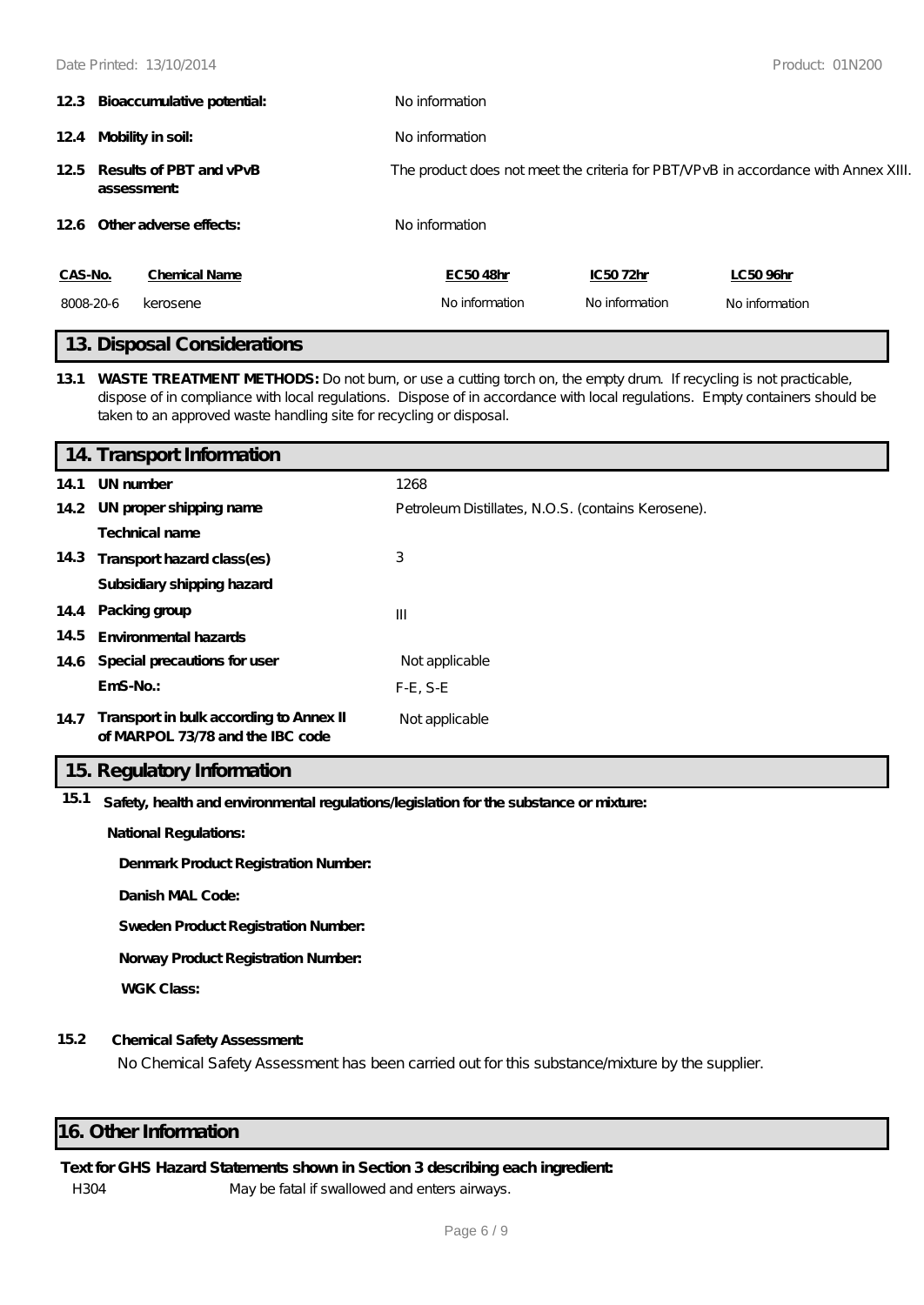**12.3 Bioaccumulative potential:** No information

**12.4 Mobility in soil:** No information

**12.5 Results of PBT and vPvB assessment:** The product does not meet the criteria for PBT/VPvB in accordance with Annex XIII.

**12.6 Other adverse effects:** No information

| CAS-No. | Chemical Name | EC50 48hr | IC50 72hr | LC50 96hr |
|---|---|---|---|---|
| 8008-20-6 | kerosene | No information | No information | No information |

## 13. Disposal Considerations

**13.1 WASTE TREATMENT METHODS:** Do not burn, or use a cutting torch on, the empty drum. If recycling is not practicable, dispose of in compliance with local regulations. Dispose of in accordance with local regulations. Empty containers should be taken to an approved waste handling site for recycling or disposal.

## 14. Transport Information

| | | |
|---|---|---|
| 14.1 | **UN number** | 1268 |
| 14.2 | **UN proper shipping name** | Petroleum Distillates, N.O.S. (contains Kerosene). |
| | **Technical name** | |
| 14.3 | **Transport hazard class(es)** | 3 |
| | **Subsidiary shipping hazard** | |
| 14.4 | **Packing group** | III |
| 14.5 | **Environmental hazards** | |
| 14.6 | **Special precautions for user** | Not applicable |
| | **EmS-No.:** | F-E, S-E |
| 14.7 | **Transport in bulk according to Annex II of MARPOL 73/78 and the IBC code** | Not applicable |

## 15. Regulatory Information

**15.1 Safety, health and environmental regulations/legislation for the substance or mixture:**

**National Regulations:**

**Denmark Product Registration Number:**

**Danish MAL Code:**

**Sweden Product Registration Number:**

**Norway Product Registration Number:**

**WGK Class:**

**15.2 Chemical Safety Assessment:**

No Chemical Safety Assessment has been carried out for this substance/mixture by the supplier.

## 16. Other Information

**Text for GHS Hazard Statements shown in Section 3 describing each ingredient:**

H304 May be fatal if swallowed and enters airways.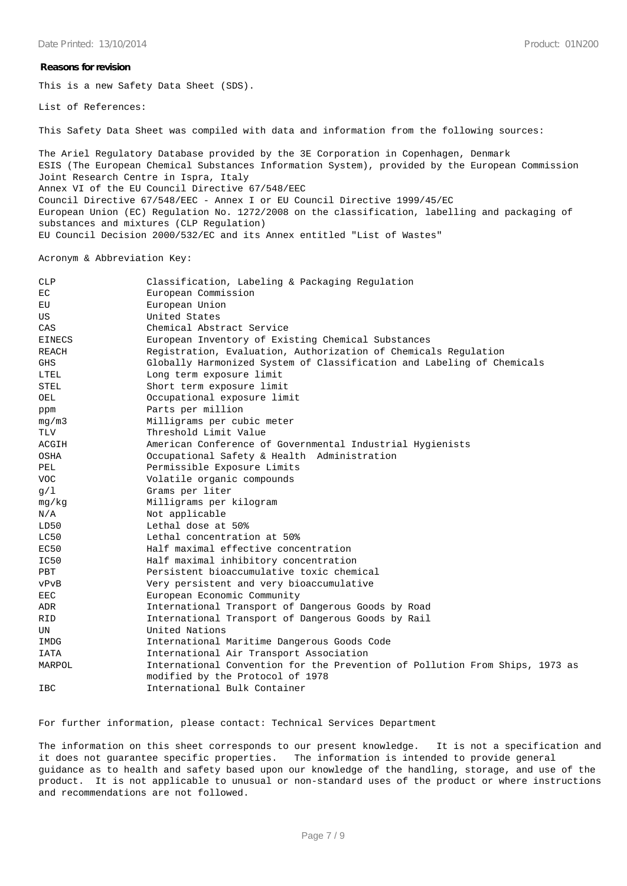**Reasons for revision**

This is a new Safety Data Sheet (SDS).

List of References:

This Safety Data Sheet was compiled with data and information from the following sources:

The Ariel Regulatory Database provided by the 3E Corporation in Copenhagen, Denmark
ESIS (The European Chemical Substances Information System), provided by the European Commission Joint Research Centre in Ispra, Italy
Annex VI of the EU Council Directive 67/548/EEC
Council Directive 67/548/EEC - Annex I or EU Council Directive 1999/45/EC
European Union (EC) Regulation No. 1272/2008 on the classification, labelling and packaging of substances and mixtures (CLP Regulation)
EU Council Decision 2000/532/EC and its Annex entitled "List of Wastes"

Acronym & Abbreviation Key:

| | |
|---|---|
| CLP | Classification, Labeling & Packaging Regulation |
| EC | European Commission |
| EU | European Union |
| US | United States |
| CAS | Chemical Abstract Service |
| EINECS | European Inventory of Existing Chemical Substances |
| REACH | Registration, Evaluation, Authorization of Chemicals Regulation |
| GHS | Globally Harmonized System of Classification and Labeling of Chemicals |
| LTEL | Long term exposure limit |
| STEL | Short term exposure limit |
| OEL | Occupational exposure limit |
| ppm | Parts per million |
| mg/m3 | Milligrams per cubic meter |
| TLV | Threshold Limit Value |
| ACGIH | American Conference of Governmental Industrial Hygienists |
| OSHA | Occupational Safety & Health Administration |
| PEL | Permissible Exposure Limits |
| VOC | Volatile organic compounds |
| g/l | Grams per liter |
| mg/kg | Milligrams per kilogram |
| N/A | Not applicable |
| LD50 | Lethal dose at 50% |
| LC50 | Lethal concentration at 50% |
| EC50 | Half maximal effective concentration |
| IC50 | Half maximal inhibitory concentration |
| PBT | Persistent bioaccumulative toxic chemical |
| vPvB | Very persistent and very bioaccumulative |
| EEC | European Economic Community |
| ADR | International Transport of Dangerous Goods by Road |
| RID | International Transport of Dangerous Goods by Rail |
| UN | United Nations |
| IMDG | International Maritime Dangerous Goods Code |
| IATA | International Air Transport Association |
| MARPOL | International Convention for the Prevention of Pollution From Ships, 1973 as modified by the Protocol of 1978 |
| IBC | International Bulk Container |

For further information, please contact: Technical Services Department

The information on this sheet corresponds to our present knowledge. It is not a specification and it does not guarantee specific properties. The information is intended to provide general guidance as to health and safety based upon our knowledge of the handling, storage, and use of the product. It is not applicable to unusual or non-standard uses of the product or where instructions and recommendations are not followed.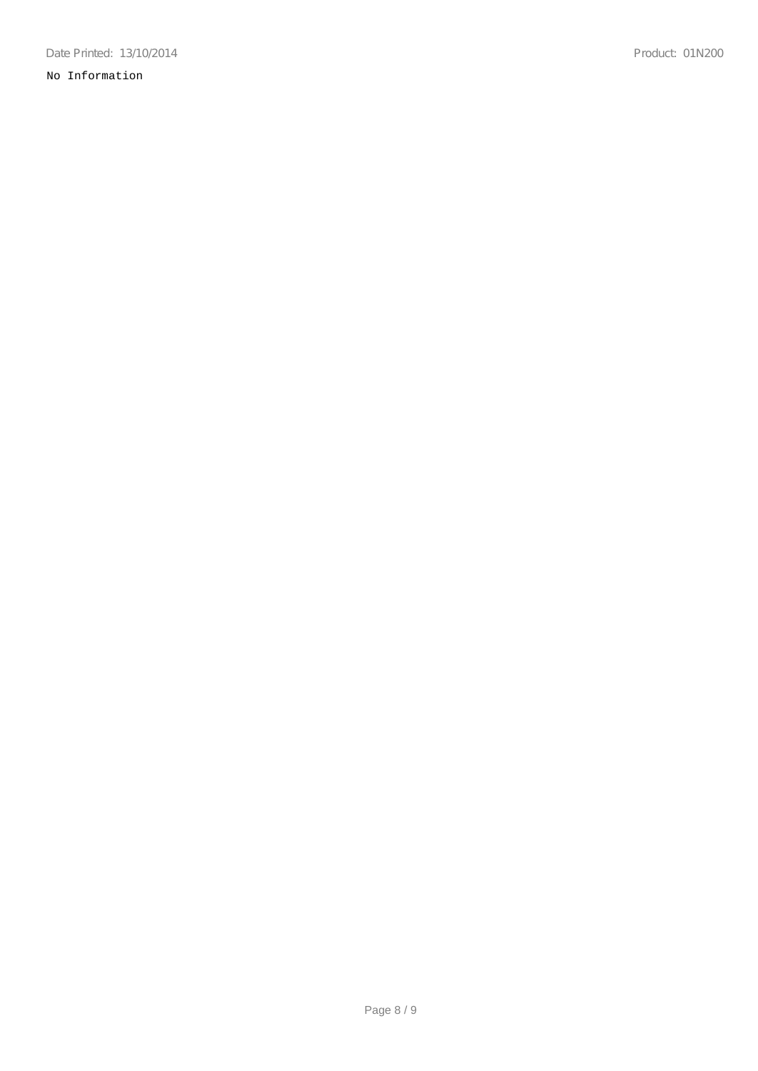No Information